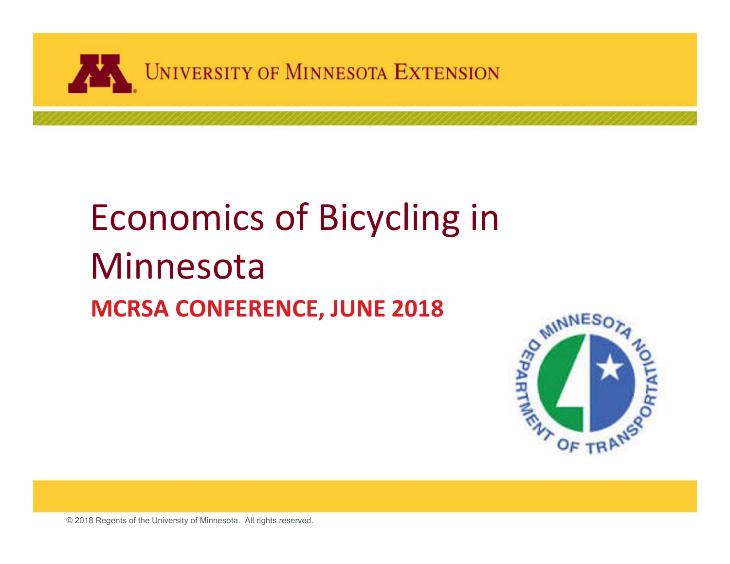UNIVERSITY OF MINNESOTA EXTENSION

# Economics of Bicycling in Minnesota

**MCRSA CONFERENCE, JUNE 2018**

© 2018 Regents of the University of Minnesota. All rights reserved.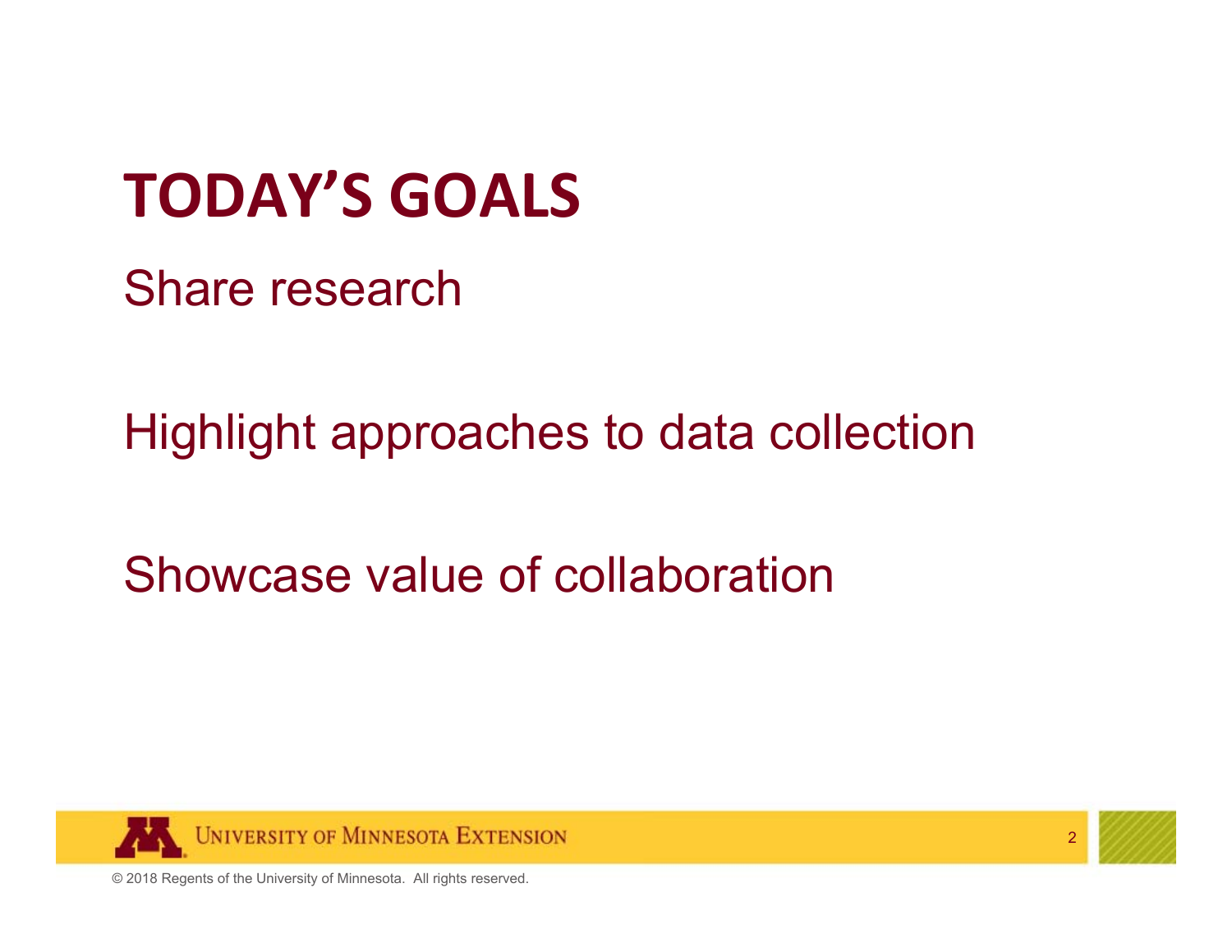# TODAY'S GOALS

Share research

Highlight approaches to data collection

Showcase value of collaboration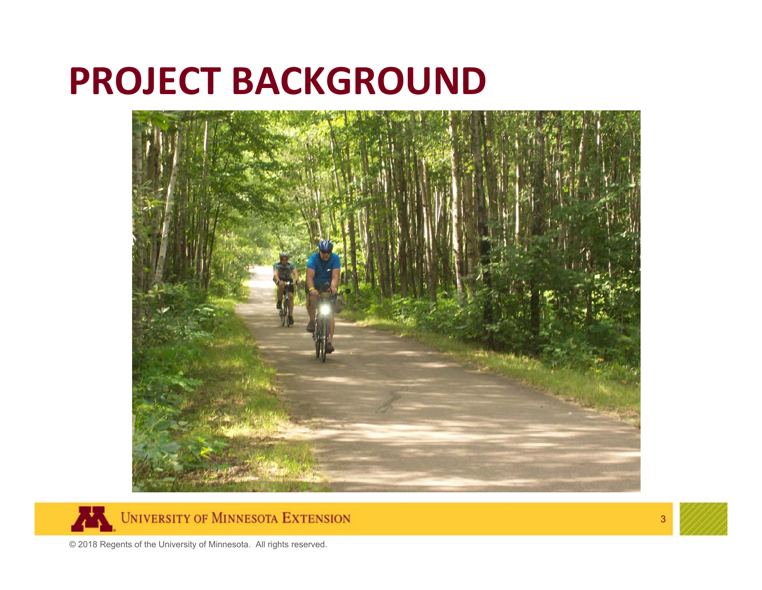# PROJECT BACKGROUND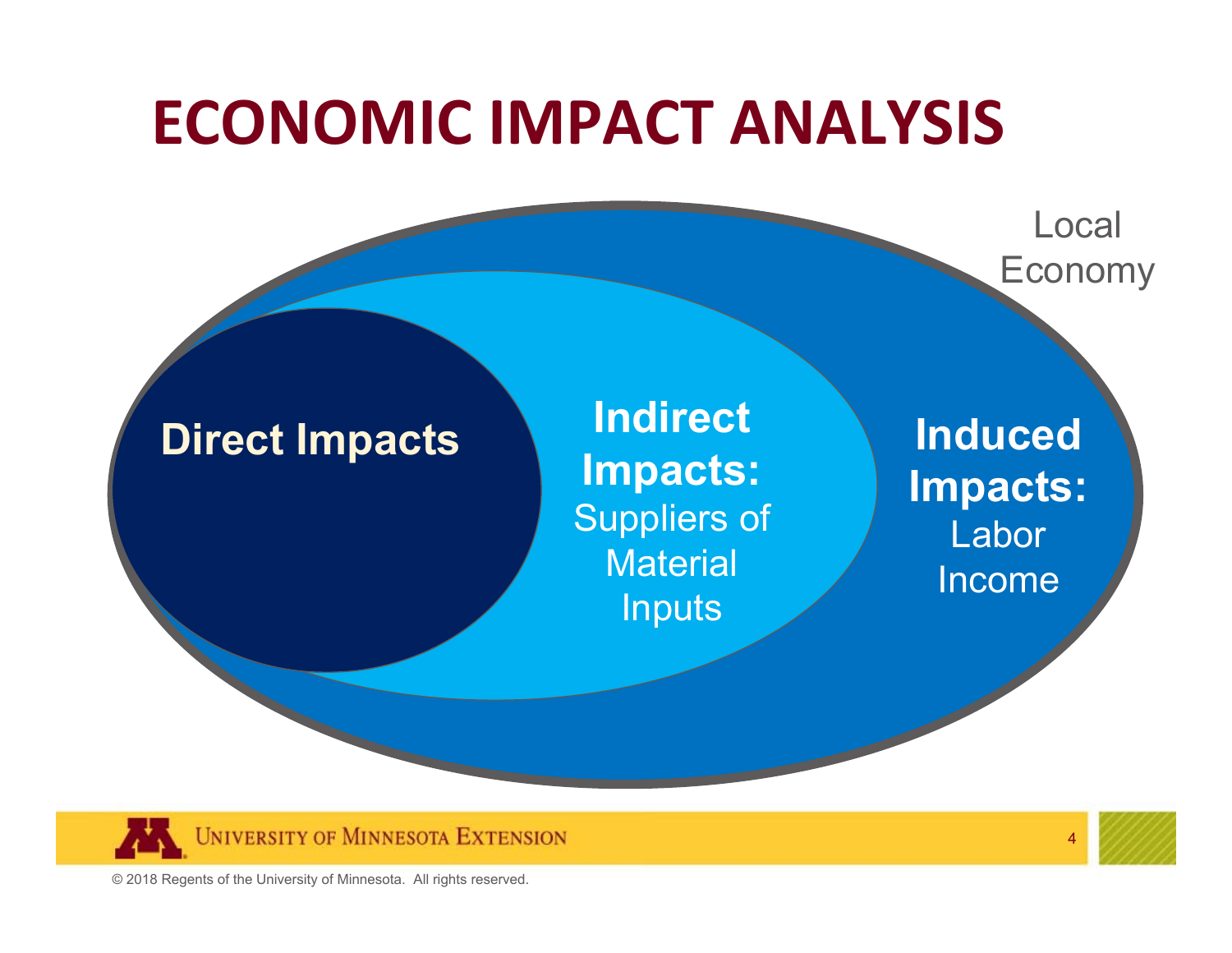# ECONOMIC IMPACT ANALYSIS

Local Economy

**Direct Impacts**

**Indirect Impacts:** Suppliers of Material Inputs

**Induced Impacts:** Labor Income

© 2018 Regents of the University of Minnesota. All rights reserved.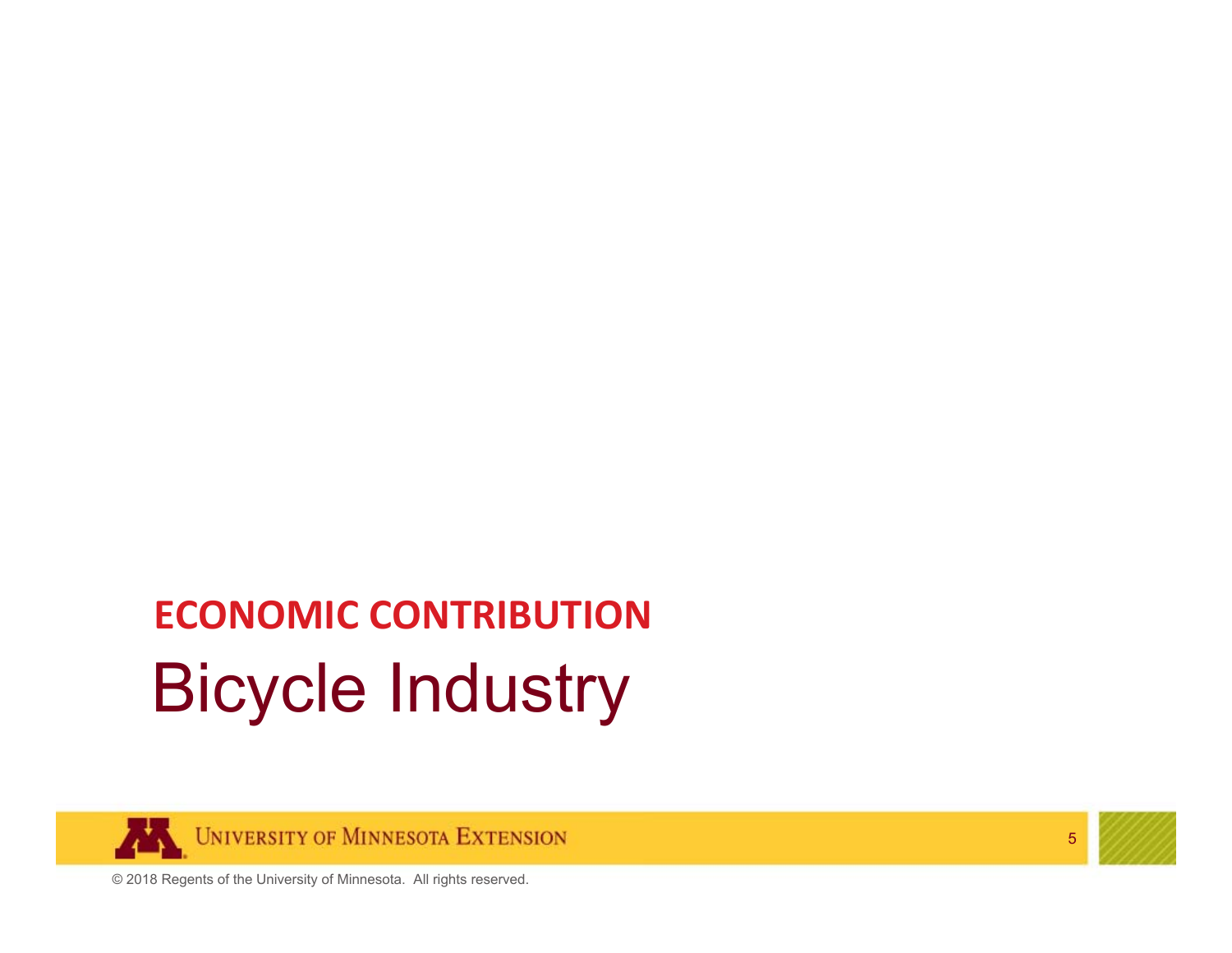## ECONOMIC CONTRIBUTION

# Bicycle Industry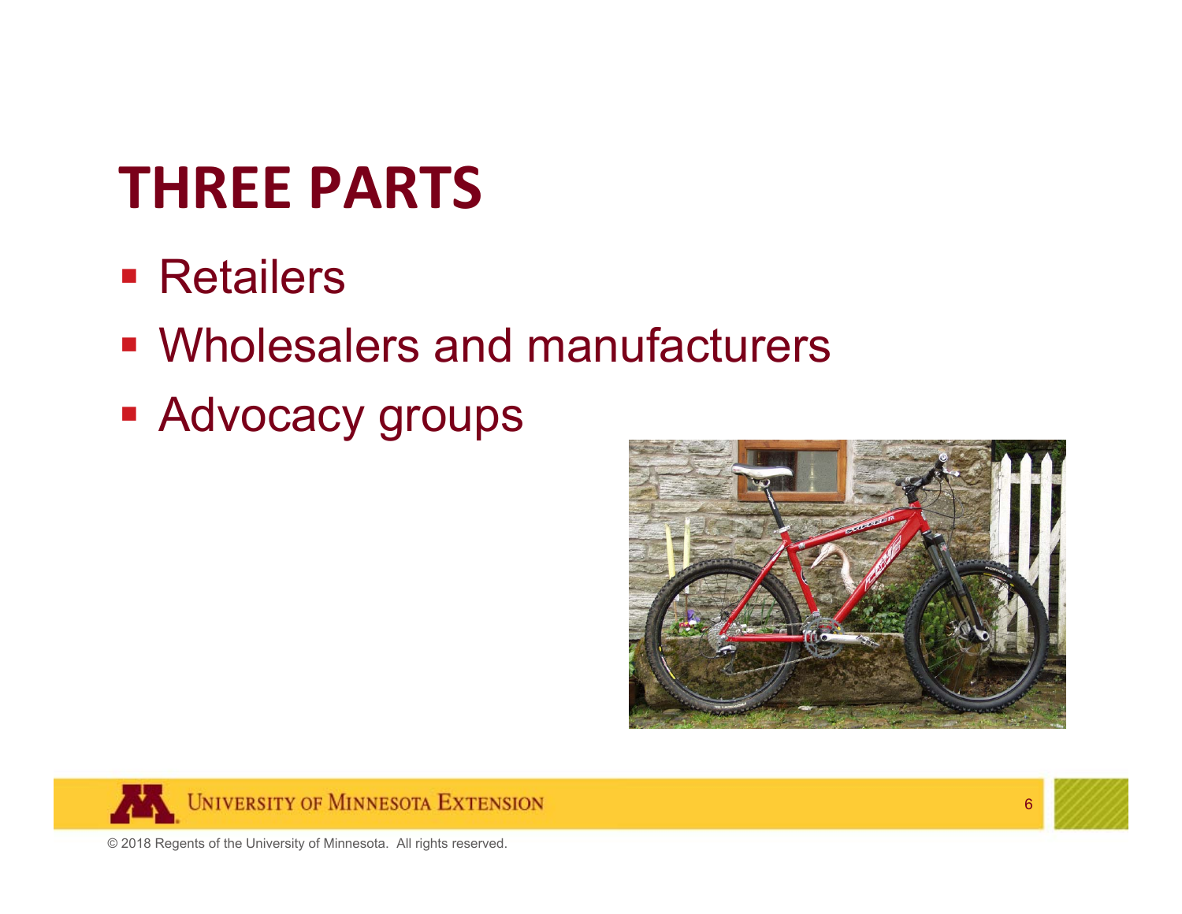# THREE PARTS

- Retailers
- Wholesalers and manufacturers
- Advocacy groups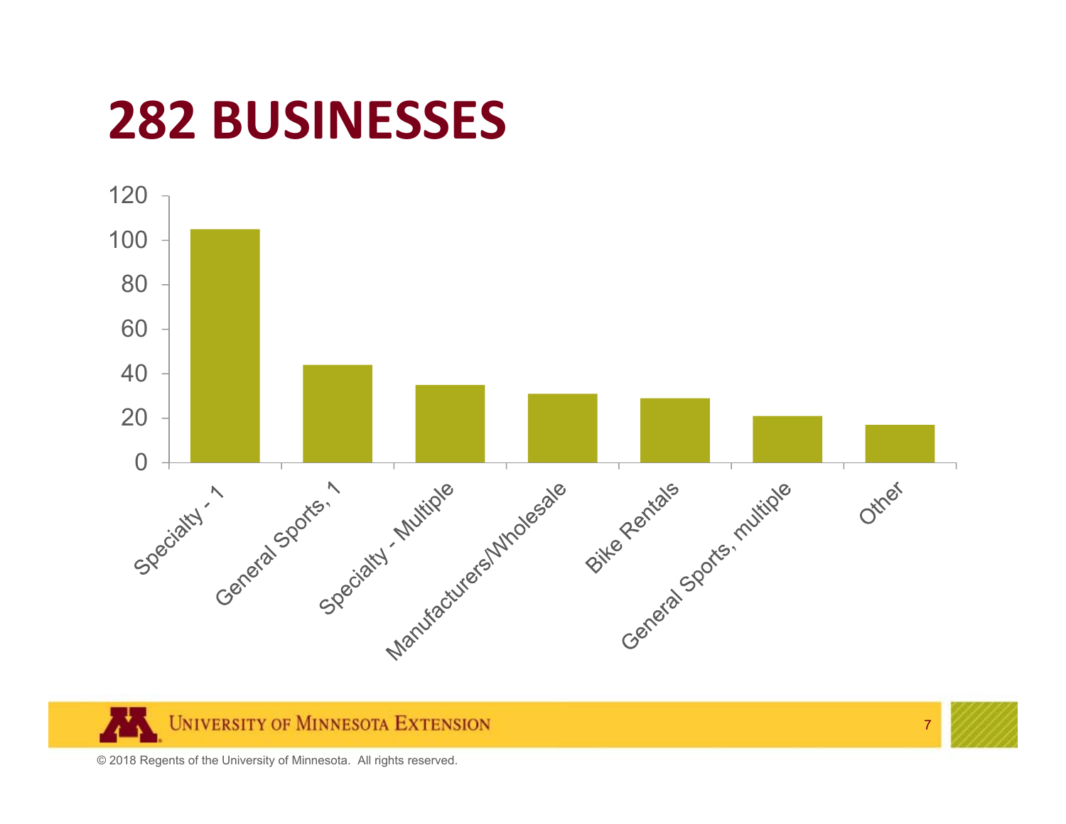# 282 BUSINESSES

| Category | Count |
|---|---|
| Specialty - 1 | 105 |
| General Sports, 1 | 44 |
| Specialty - Multiple | 35 |
| Manufacturers/Wholesale | 31 |
| Bike Rentals | 29 |
| General Sports, multiple | 21 |
| Other | 17 |

© 2018 Regents of the University of Minnesota. All rights reserved.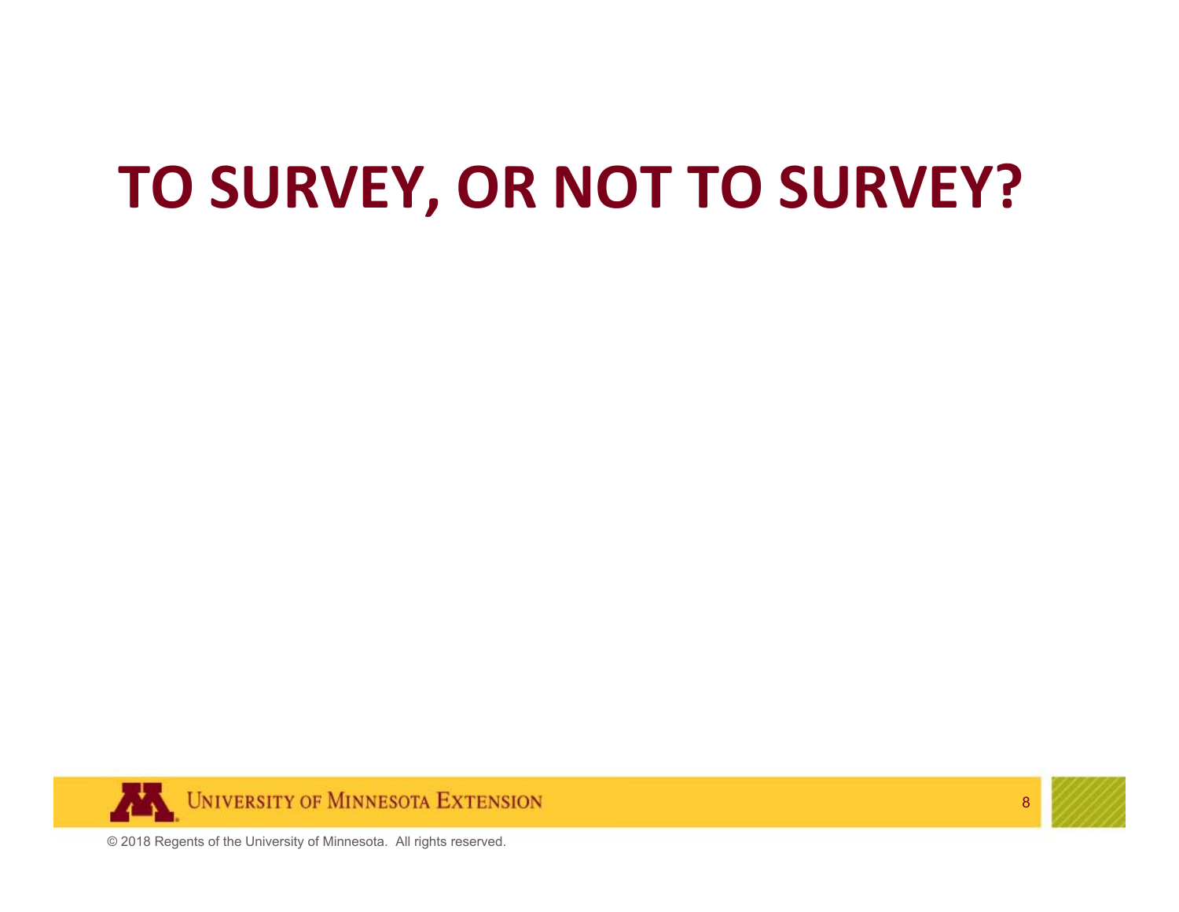# TO SURVEY, OR NOT TO SURVEY?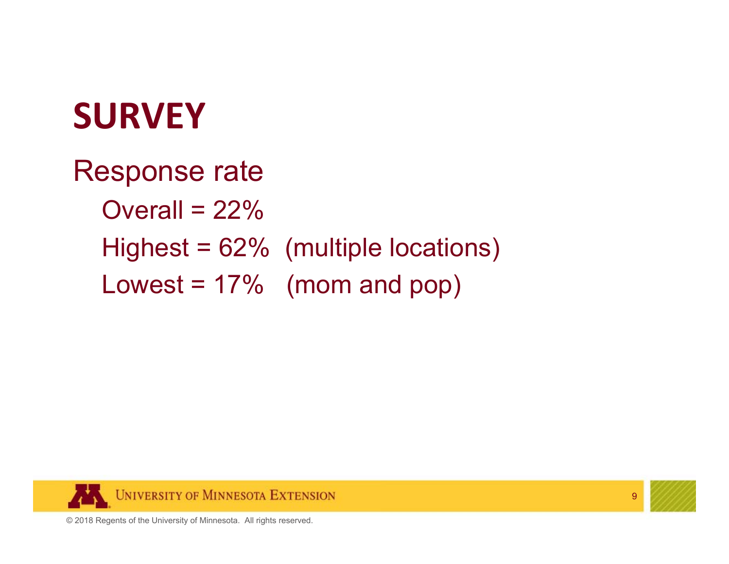# SURVEY

## Response rate

- Overall = 22%
- Highest = 62% (multiple locations)
- Lowest = 17% (mom and pop)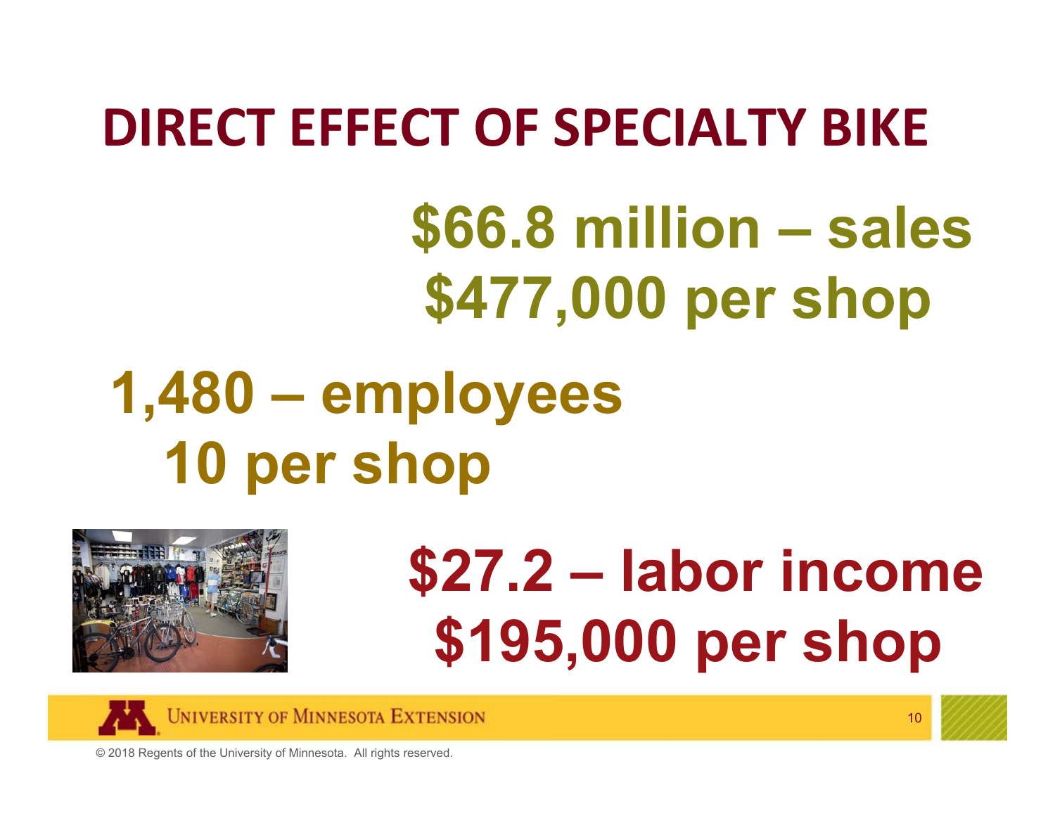# DIRECT EFFECT OF SPECIALTY BIKE

**$66.8 million – sales**
**$477,000 per shop**

**1,480 – employees**
**10 per shop**

**$27.2 – labor income**
**$195,000 per shop**

© 2018 Regents of the University of Minnesota. All rights reserved.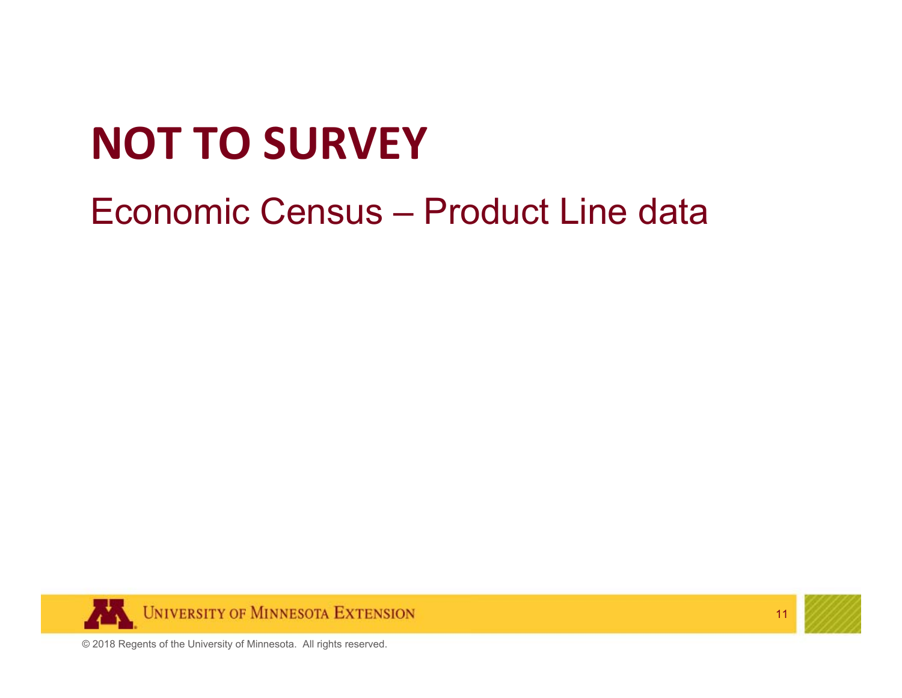# NOT TO SURVEY

## Economic Census – Product Line data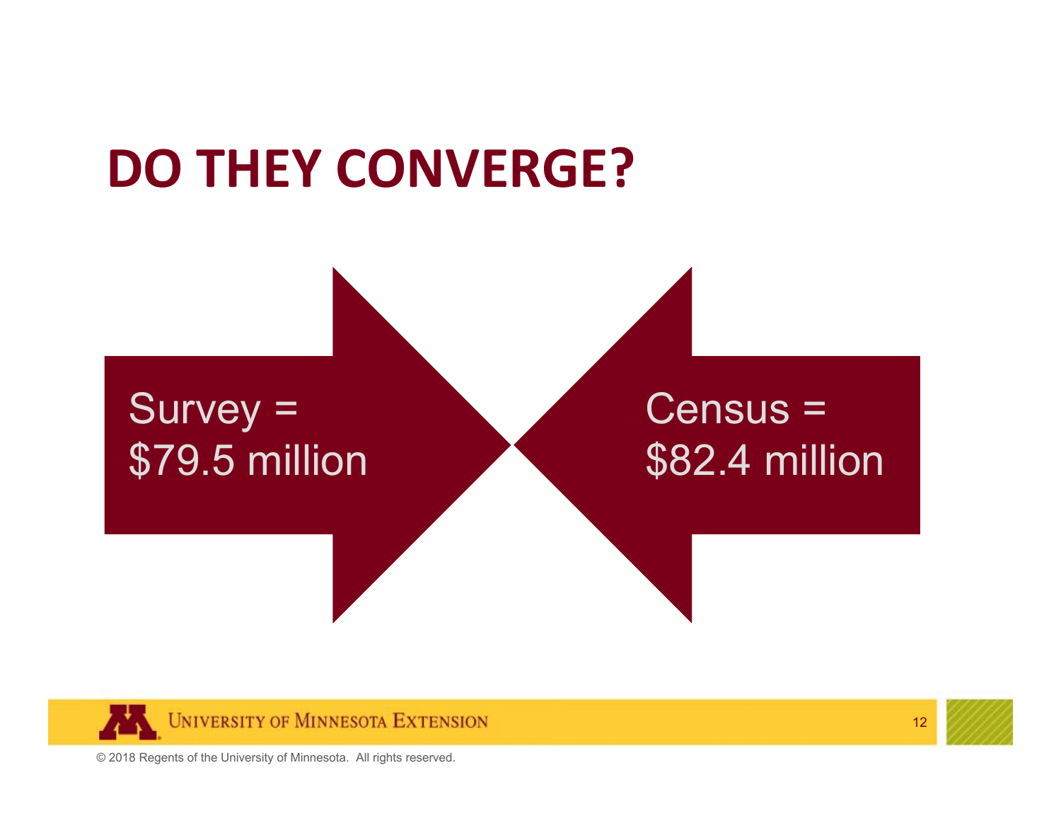# DO THEY CONVERGE?

Survey = $79.5 million

Census = $82.4 million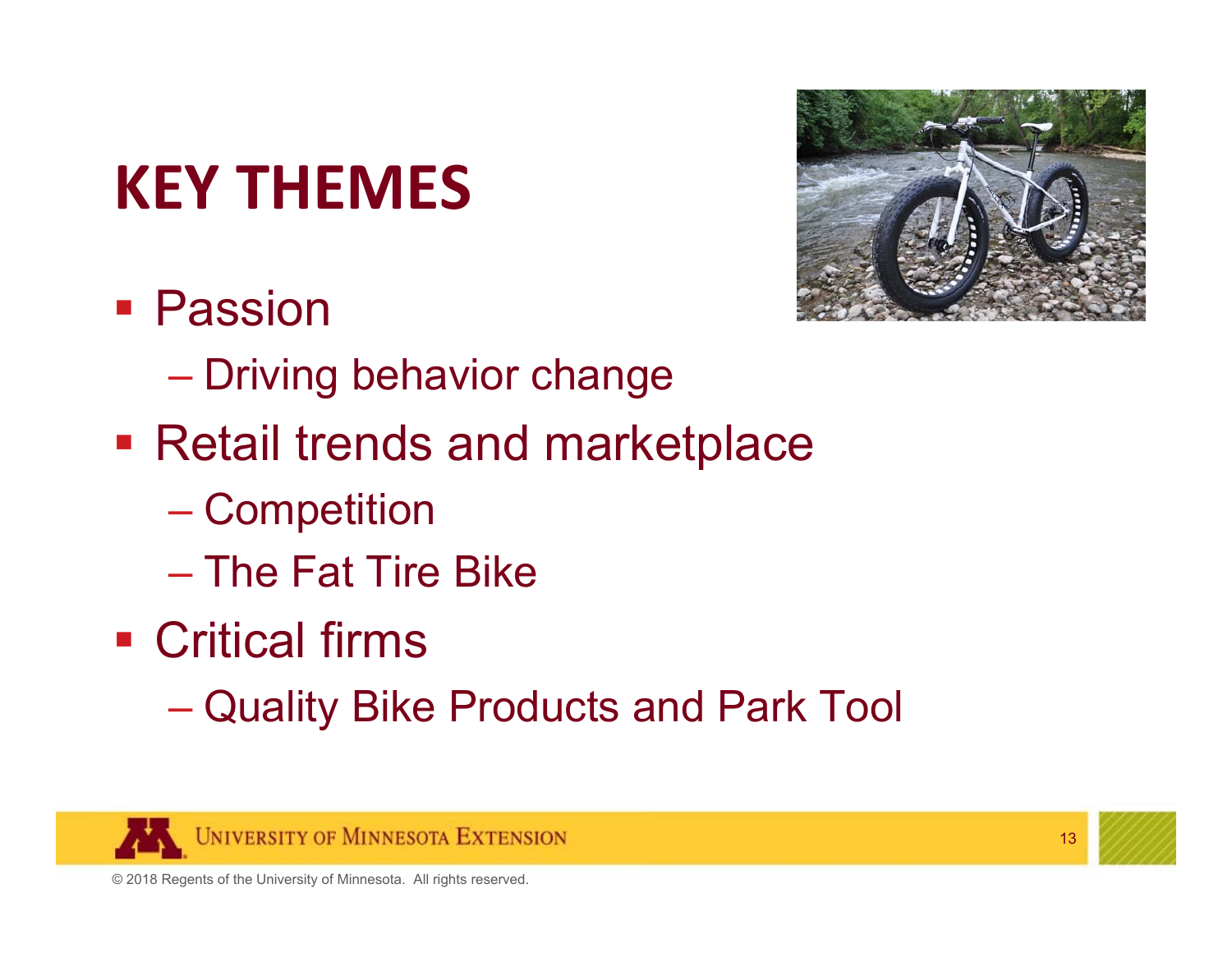# KEY THEMES

- Passion
  - Driving behavior change
- Retail trends and marketplace
  - Competition
  - The Fat Tire Bike
- Critical firms
  - Quality Bike Products and Park Tool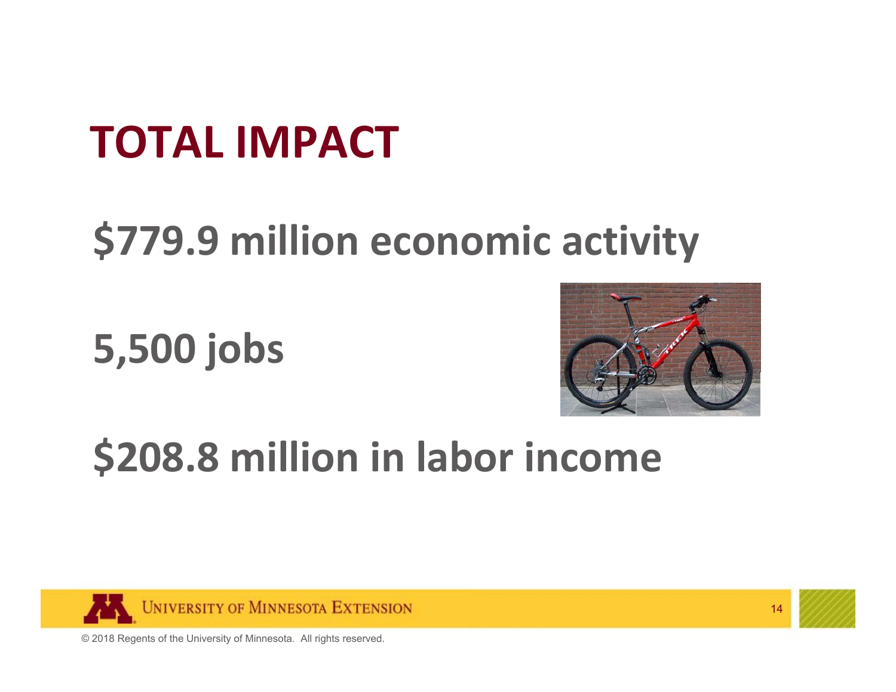# TOTAL IMPACT

**$779.9 million economic activity**

**5,500 jobs**

**$208.8 million in labor income**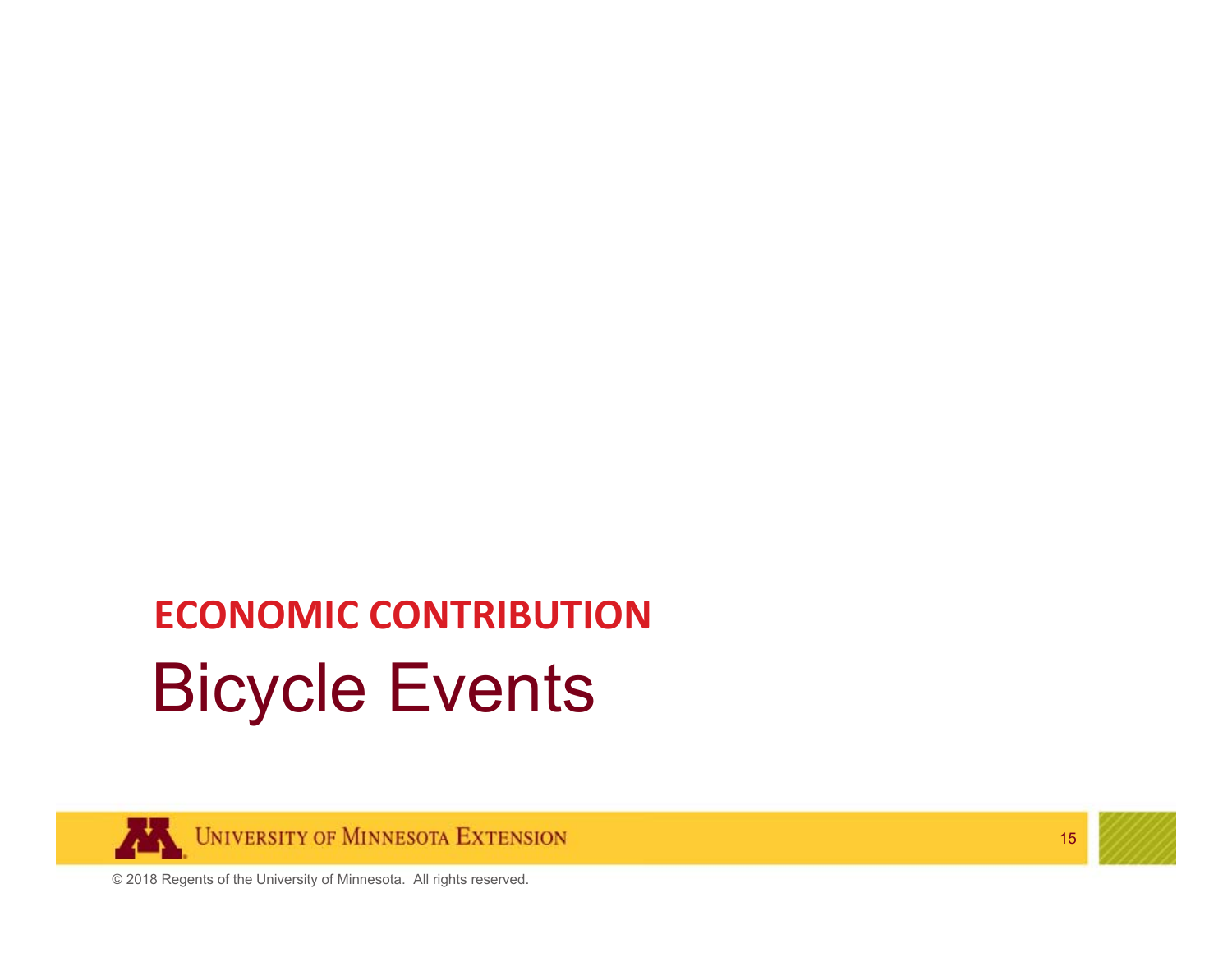## ECONOMIC CONTRIBUTION

# Bicycle Events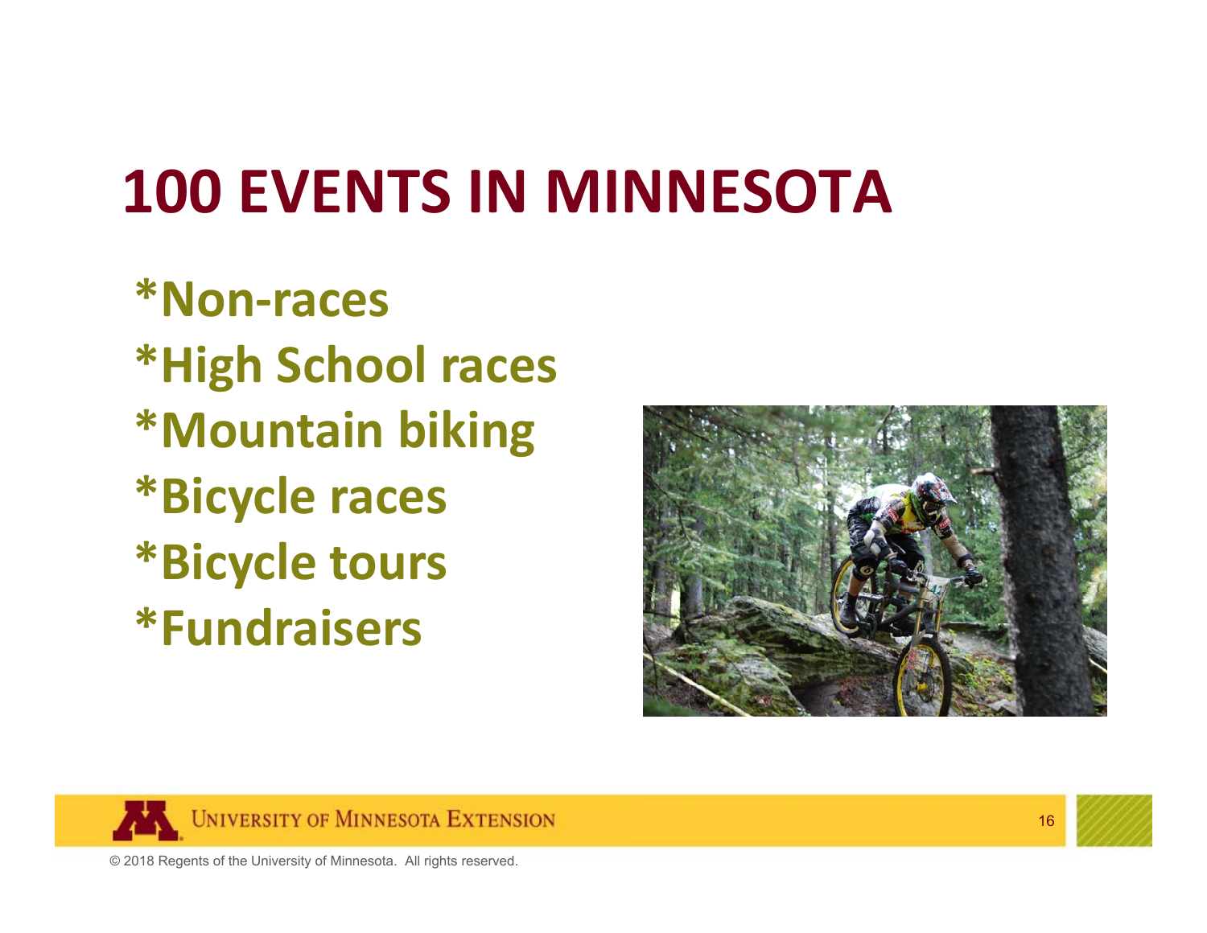# 100 EVENTS IN MINNESOTA

*Non-races
*High School races
*Mountain biking
*Bicycle races
*Bicycle tours
*Fundraisers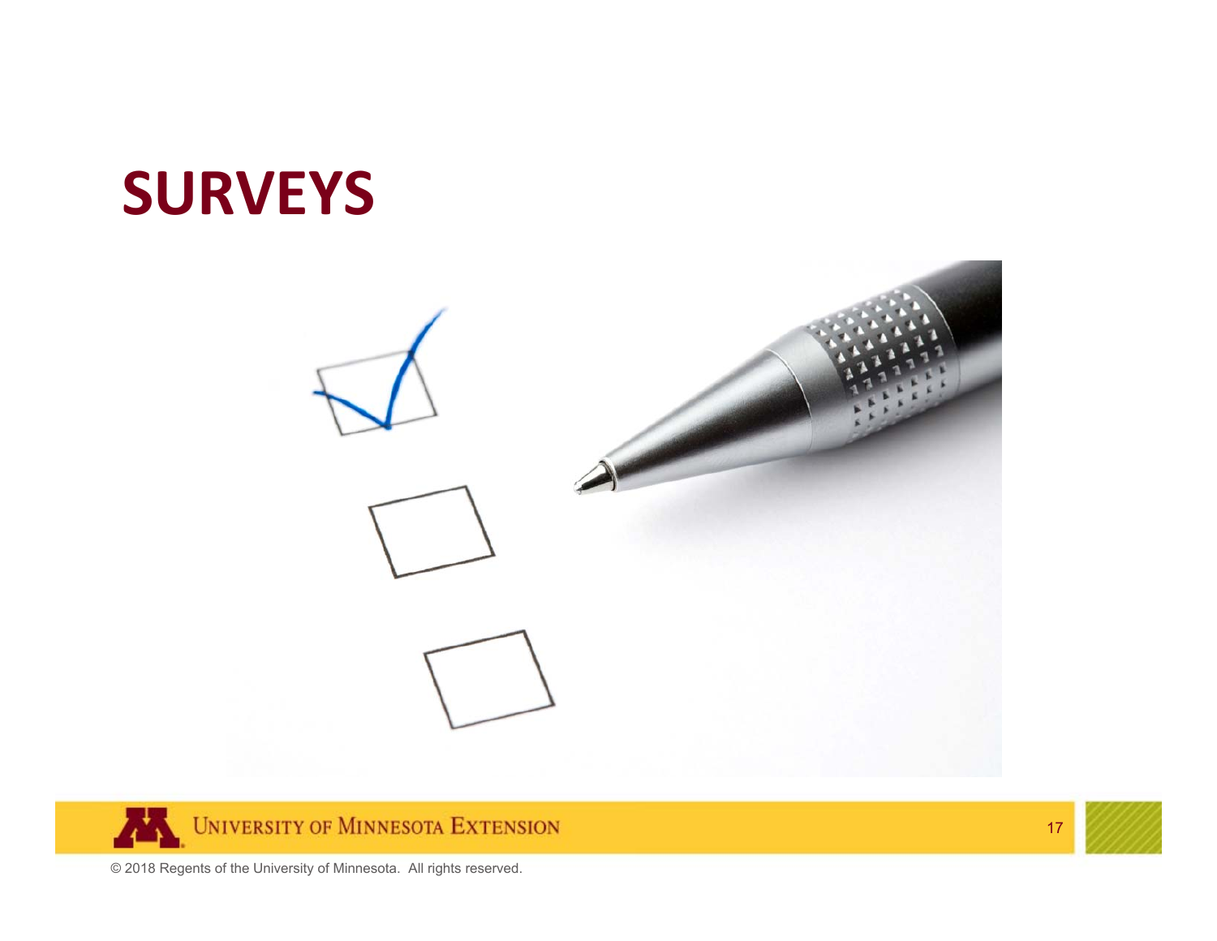# SURVEYS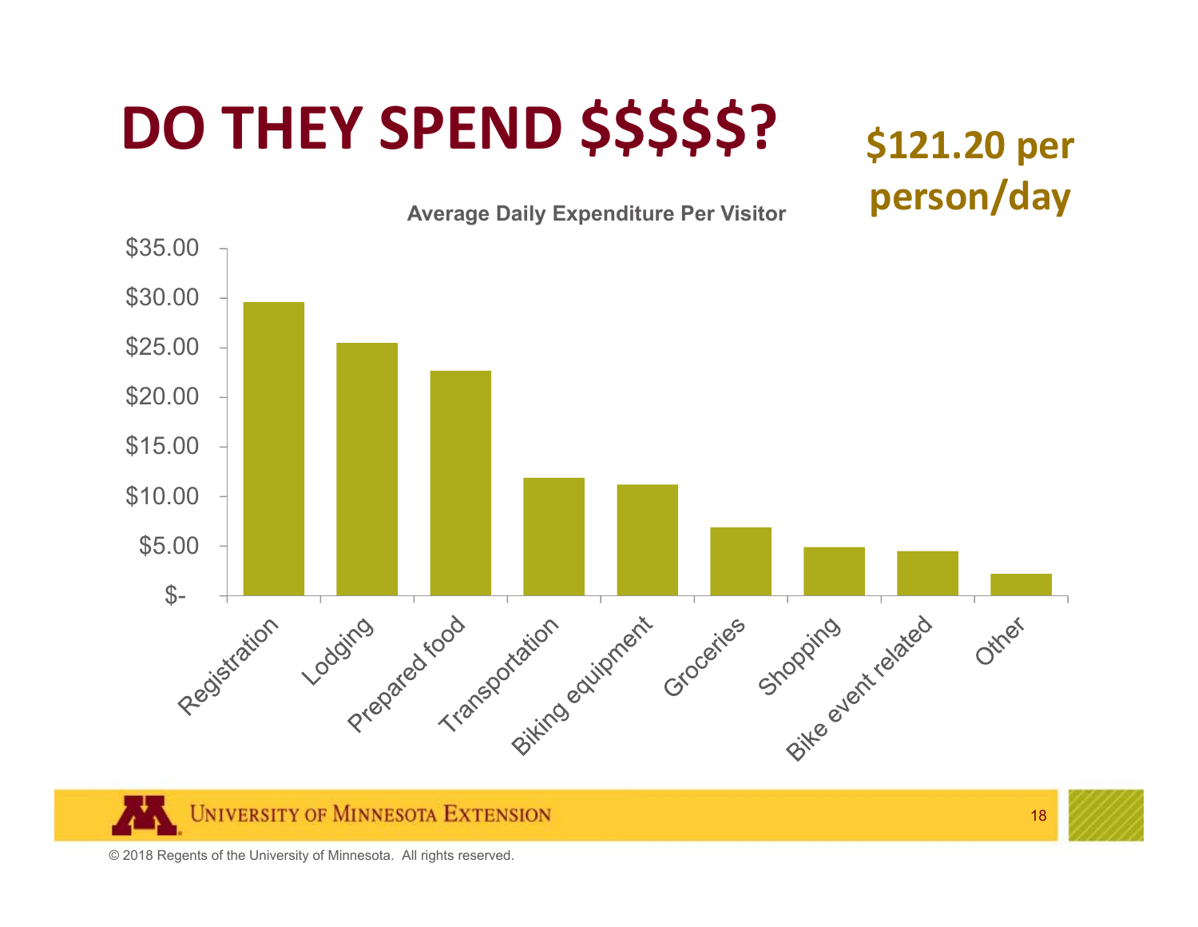# DO THEY SPEND $$$$$?

**$121.20 per person/day**

**Average Daily Expenditure Per Visitor**

| Category | Average Daily Expenditure |
|---|---|
| Registration | ~$29.60 |
| Lodging | ~$25.50 |
| Prepared food | ~$22.70 |
| Transportation | ~$11.90 |
| Biking equipment | ~$11.20 |
| Groceries | ~$6.90 |
| Shopping | ~$4.90 |
| Bike event related | ~$4.50 |
| Other | ~$2.20 |

UNIVERSITY OF MINNESOTA EXTENSION

© 2018 Regents of the University of Minnesota. All rights reserved.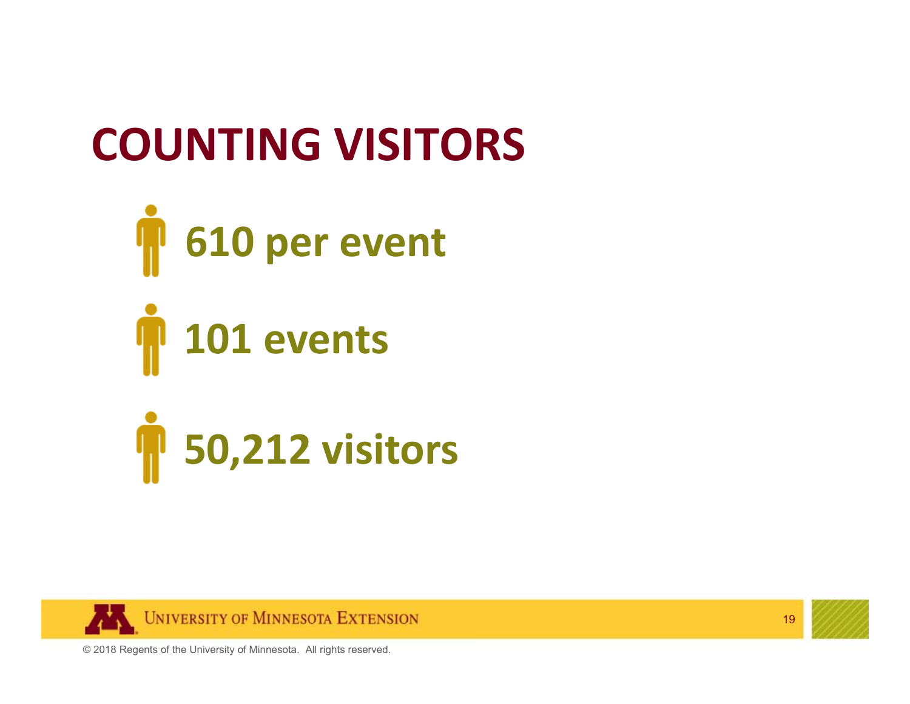# COUNTING VISITORS

- **610 per event**
- **101 events**
- **50,212 visitors**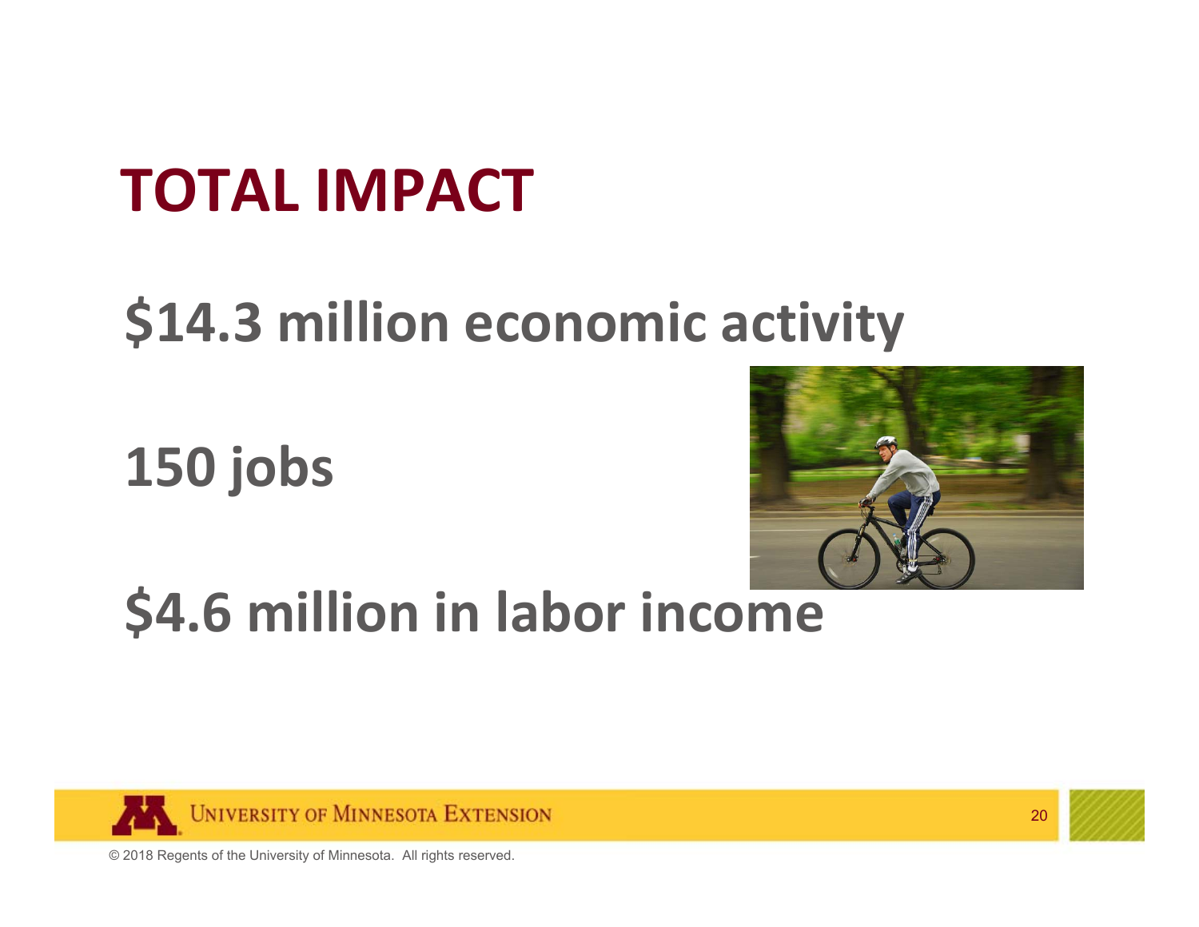# TOTAL IMPACT

## $14.3 million economic activity

## 150 jobs

## $4.6 million in labor income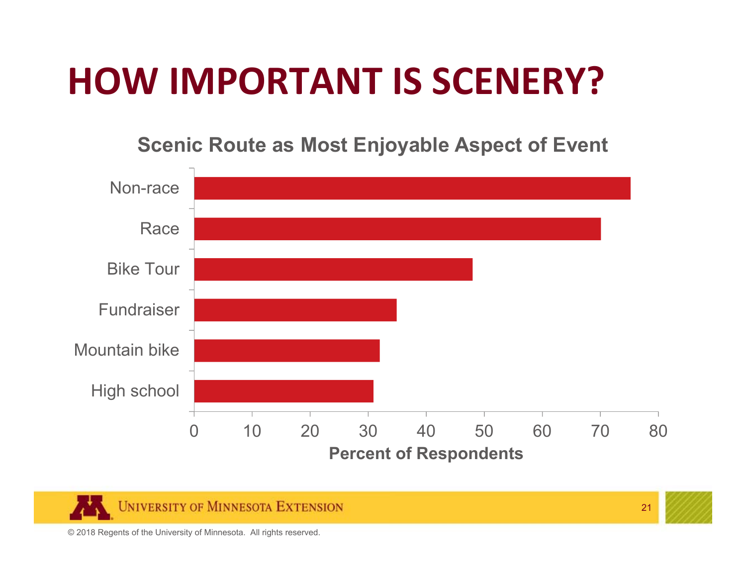# HOW IMPORTANT IS SCENERY?

**Scenic Route as Most Enjoyable Aspect of Event**

| Event type | Percent of Respondents |
|---|---|
| Non-race | ~75 |
| Race | ~70 |
| Bike Tour | ~48 |
| Fundraiser | ~35 |
| Mountain bike | ~32 |
| High school | ~31 |

© 2018 Regents of the University of Minnesota. All rights reserved.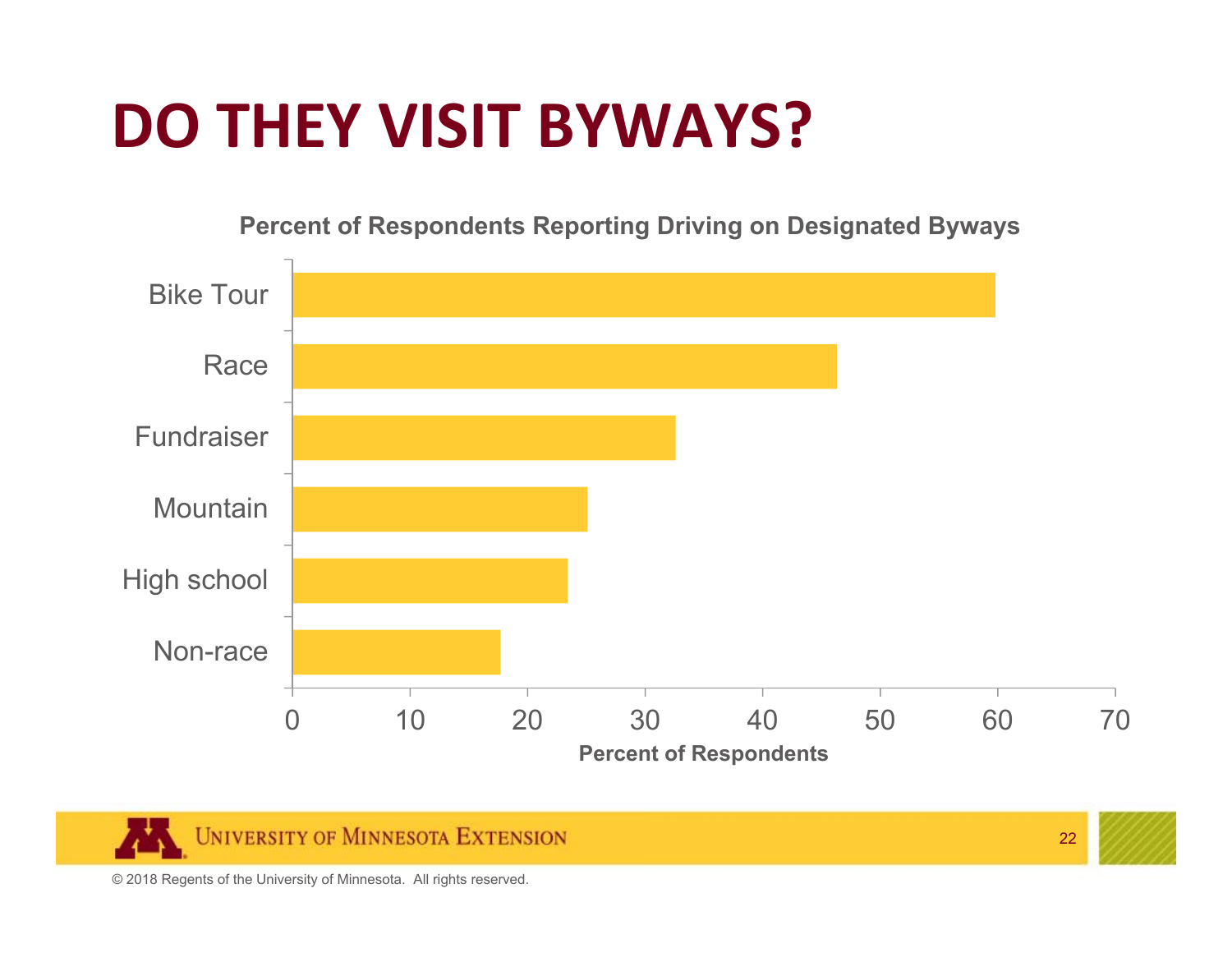# DO THEY VISIT BYWAYS?

**Percent of Respondents Reporting Driving on Designated Byways**

| Category | Percent of Respondents |
|---|---|
| Bike Tour | ~60 |
| Race | ~46 |
| Fundraiser | ~33 |
| Mountain | ~25 |
| High school | ~23 |
| Non-race | ~18 |

© 2018 Regents of the University of Minnesota. All rights reserved.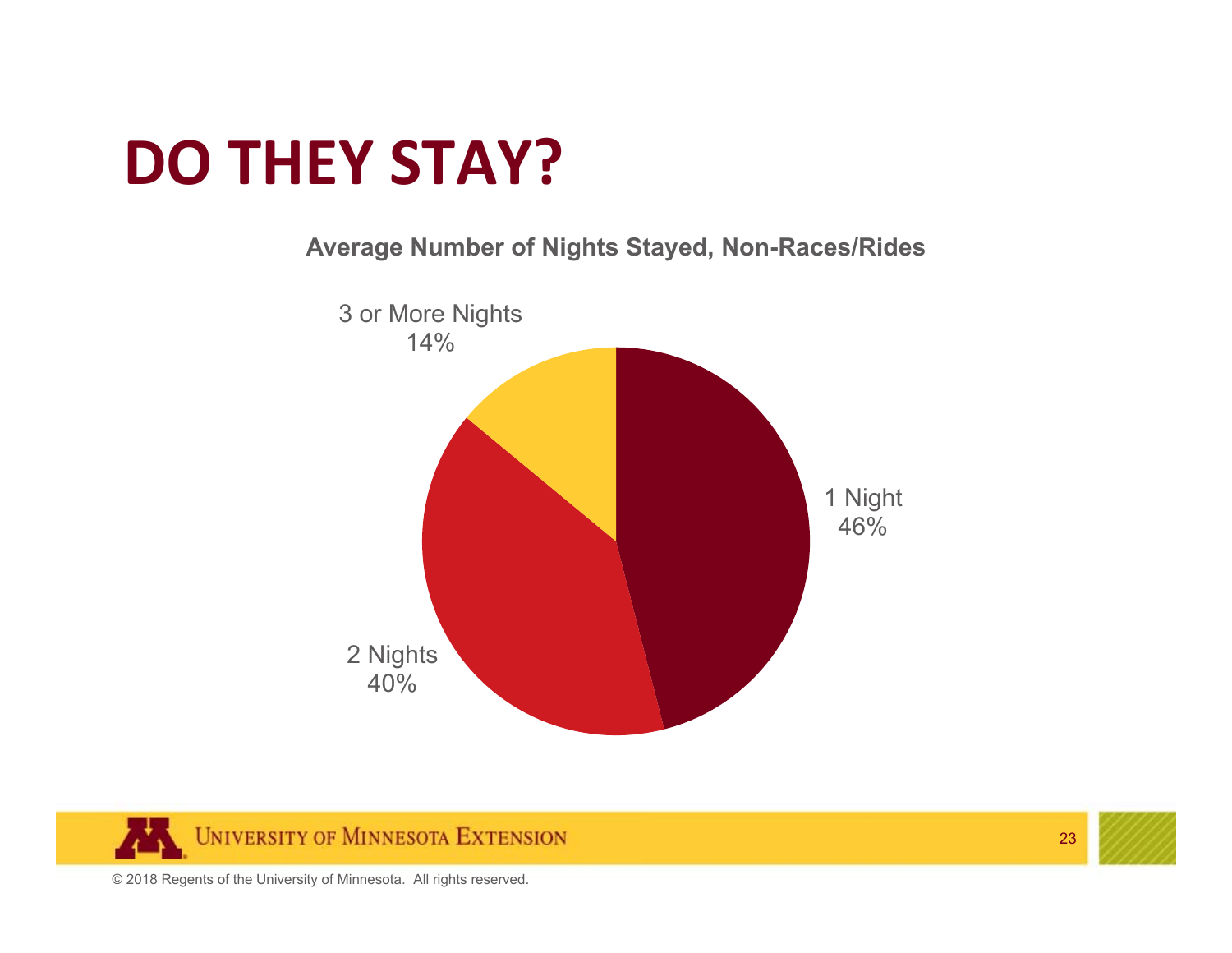# DO THEY STAY?

**Average Number of Nights Stayed, Non-Races/Rides**

| Nights Stayed | Percent |
|---|---|
| 1 Night | 46% |
| 2 Nights | 40% |
| 3 or More Nights | 14% |

© 2018 Regents of the University of Minnesota. All rights reserved.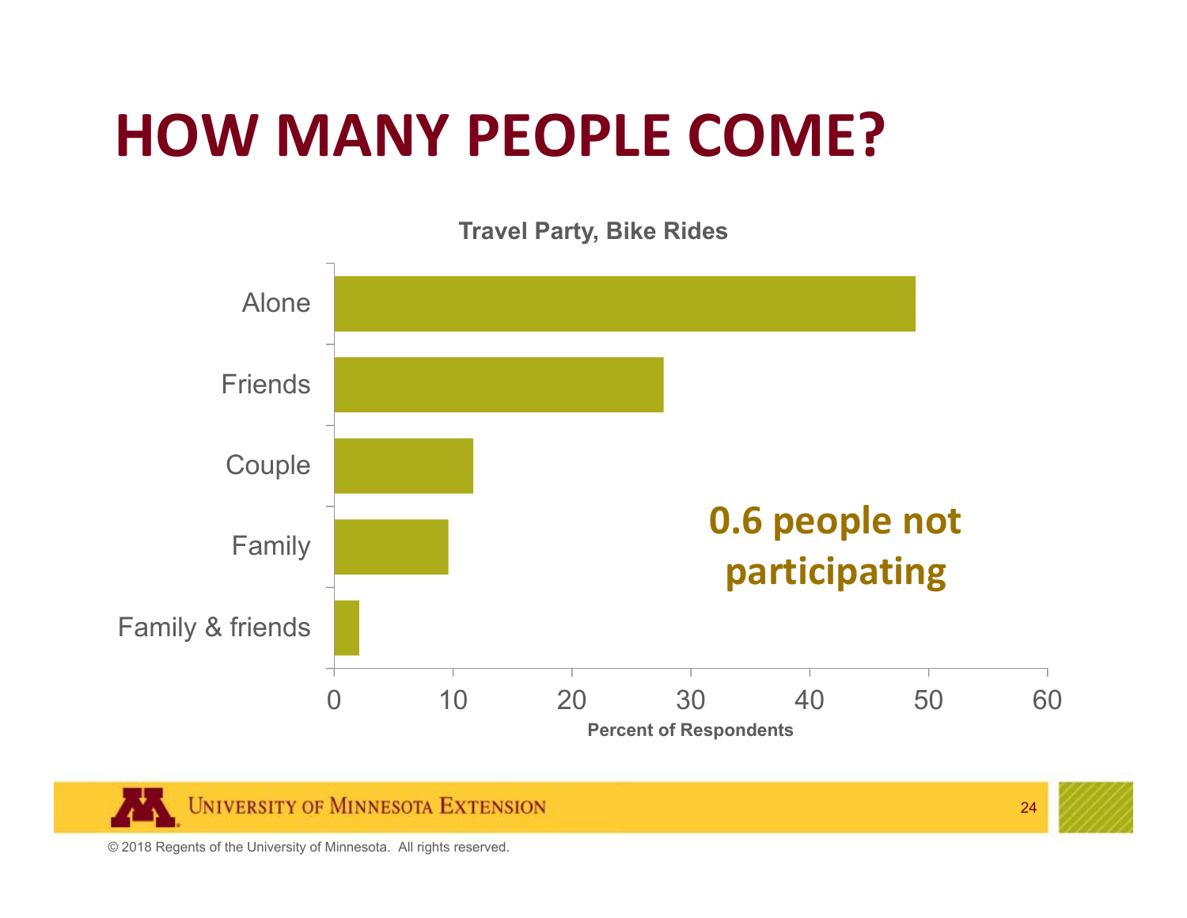# HOW MANY PEOPLE COME?

**Travel Party, Bike Rides**

| Travel Party | Percent of Respondents |
|---|---|
| Alone | ~49 |
| Friends | ~28 |
| Couple | ~12 |
| Family | ~10 |
| Family & friends | ~2 |

**0.6 people not participating**

© 2018 Regents of the University of Minnesota. All rights reserved.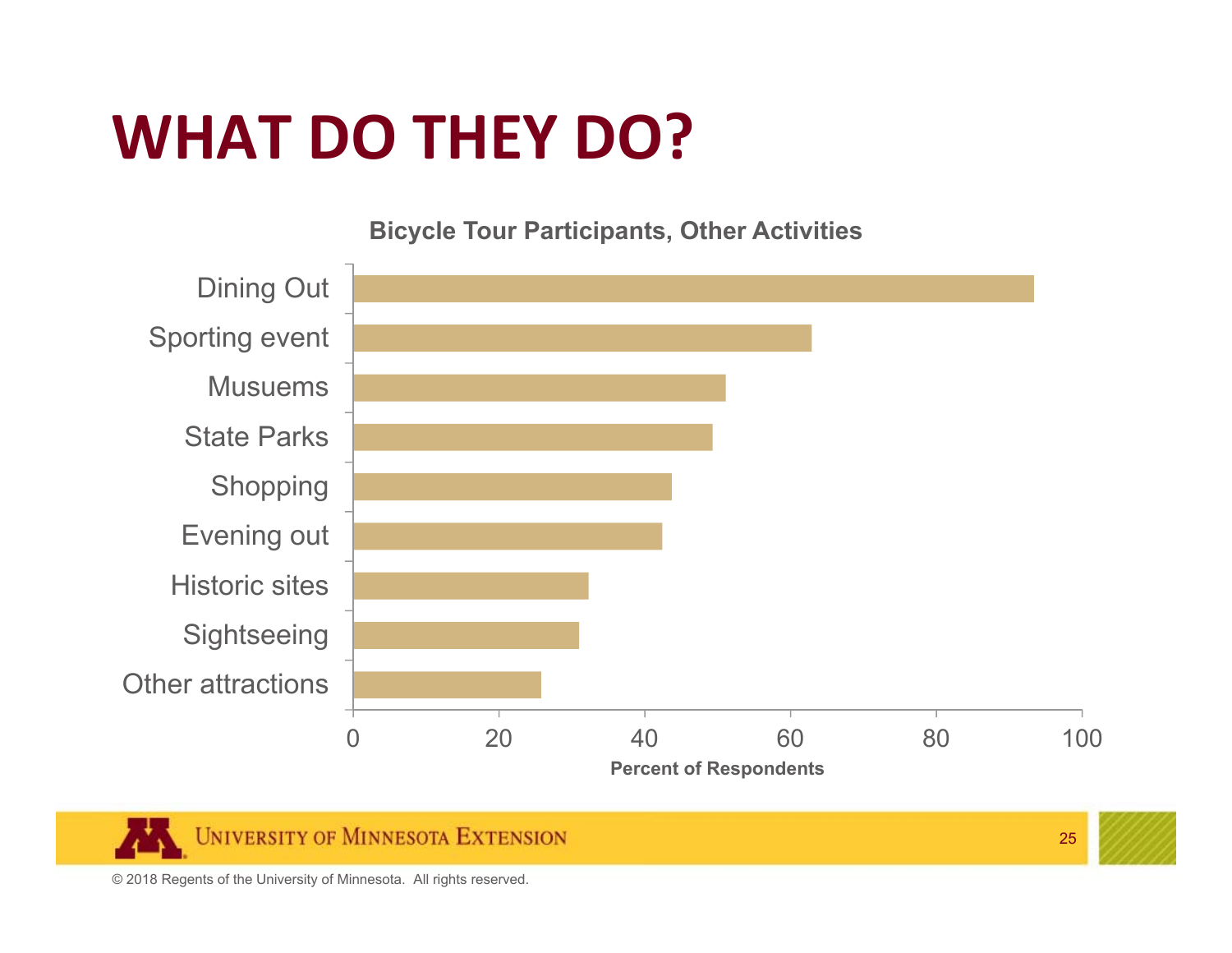# WHAT DO THEY DO?

**Bicycle Tour Participants, Other Activities**

| Activity | Percent of Respondents |
|---|---|
| Dining Out | ~93 |
| Sporting event | ~63 |
| Musuems | ~51 |
| State Parks | ~49 |
| Shopping | ~44 |
| Evening out | ~42 |
| Historic sites | ~32 |
| Sightseeing | ~31 |
| Other attractions | ~26 |

© 2018 Regents of the University of Minnesota. All rights reserved.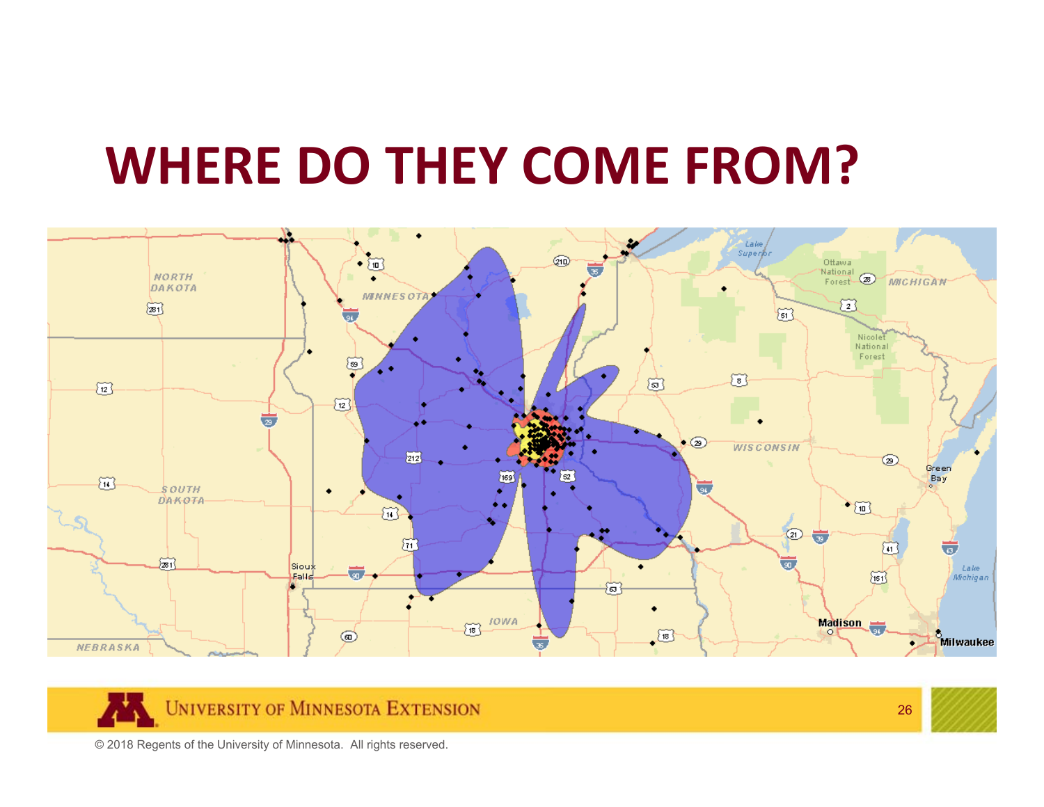# WHERE DO THEY COME FROM?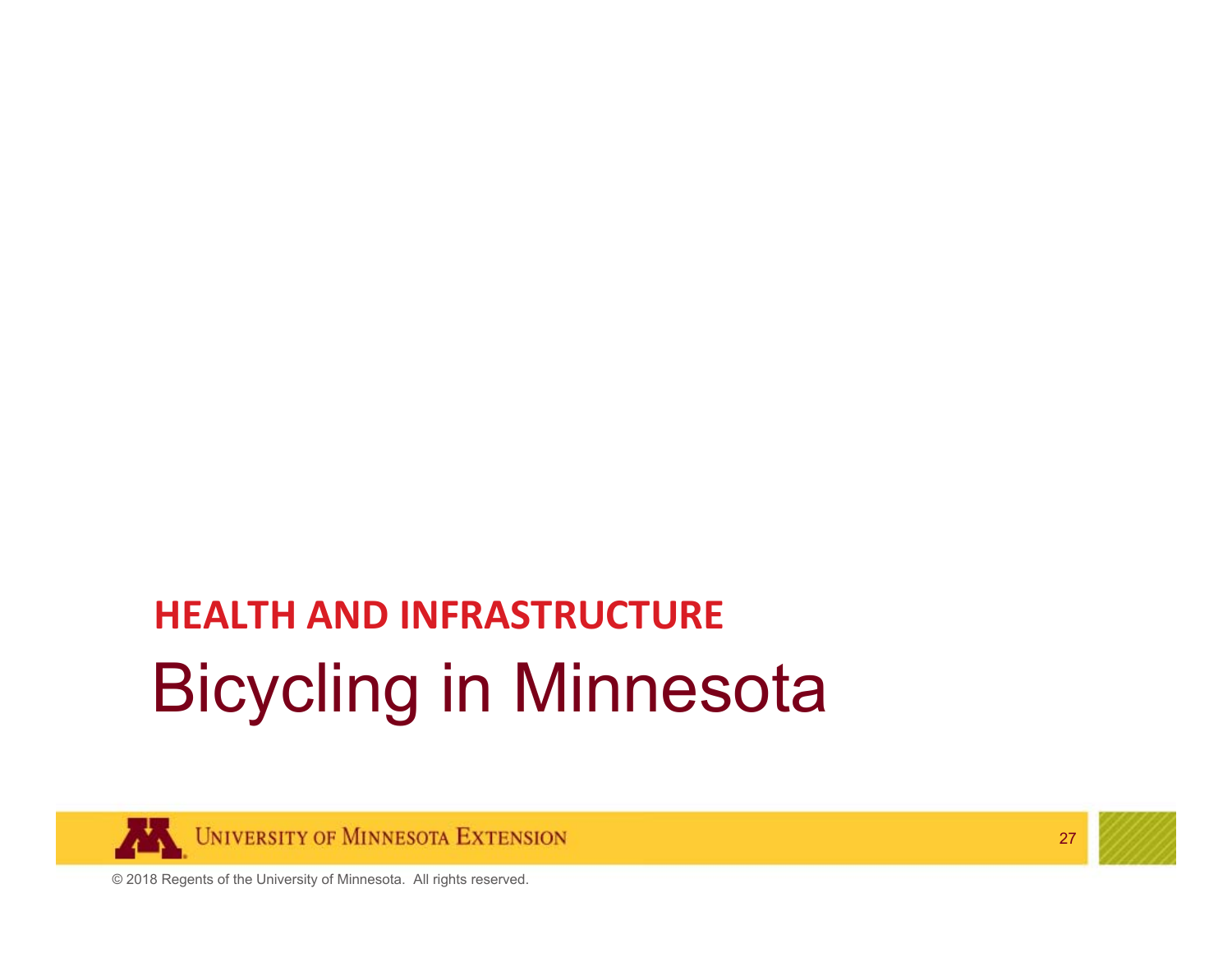**HEALTH AND INFRASTRUCTURE**

# Bicycling in Minnesota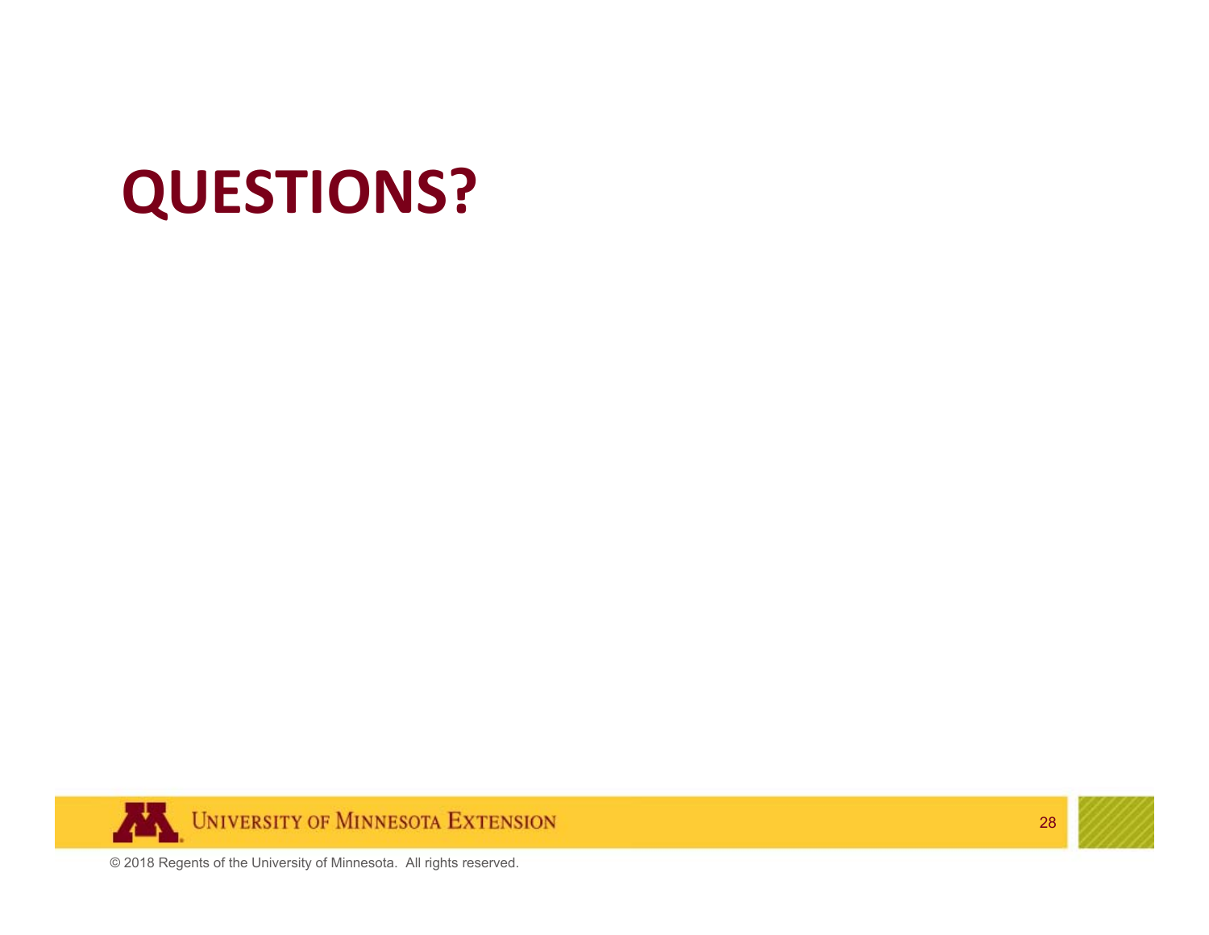# QUESTIONS?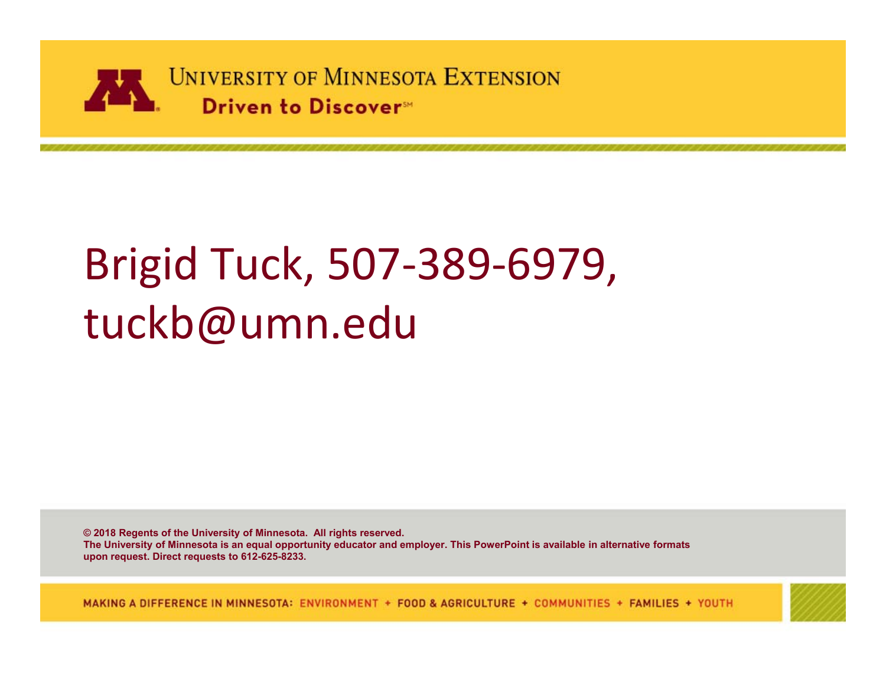UNIVERSITY OF MINNESOTA EXTENSION

**Driven to Discover**℠

# Brigid Tuck, 507-389-6979, tuckb@umn.edu

**© 2018 Regents of the University of Minnesota. All rights reserved.**
**The University of Minnesota is an equal opportunity educator and employer. This PowerPoint is available in alternative formats upon request. Direct requests to 612-625-8233.**

MAKING A DIFFERENCE IN MINNESOTA: ENVIRONMENT + FOOD & AGRICULTURE + COMMUNITIES + FAMILIES + YOUTH